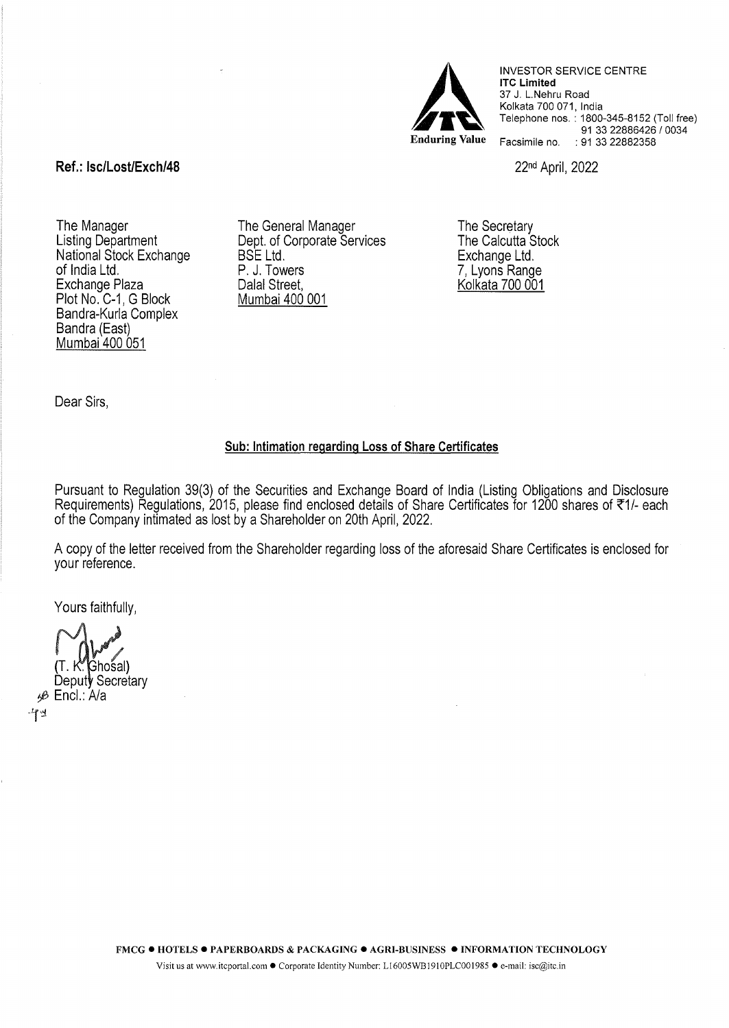INVESTOR SERVICE CENTRE
**ITC Limited**
37 J. L.Nehru Road
Kolkata 700 071, India
Telephone nos. : 1800-345-8152 (Toll free)
91 33 22886426 / 0034
Facsimile no. : 91 33 22882358

Enduring Value

**Ref.: Isc/Lost/Exch/48**

22nd April, 2022

The Manager
Listing Department
National Stock Exchange of India Ltd.
Exchange Plaza
Plot No. C-1, G Block
Bandra-Kurla Complex
Bandra (East)
Mumbai 400 051

The General Manager
Dept. of Corporate Services
BSE Ltd.
P. J. Towers
Dalal Street,
Mumbai 400 001

The Secretary
The Calcutta Stock Exchange Ltd.
7, Lyons Range
Kolkata 700 001

Dear Sirs,

**Sub: Intimation regarding Loss of Share Certificates**

Pursuant to Regulation 39(3) of the Securities and Exchange Board of India (Listing Obligations and Disclosure Requirements) Regulations, 2015, please find enclosed details of Share Certificates for 1200 shares of ₹1/- each of the Company intimated as lost by a Shareholder on 20th April, 2022.

A copy of the letter received from the Shareholder regarding loss of the aforesaid Share Certificates is enclosed for your reference.

Yours faithfully,

(T. K. Ghosal)
Deputy Secretary

Encl.: A/a

FMCG • HOTELS • PAPERBOARDS & PACKAGING • AGRI-BUSINESS • INFORMATION TECHNOLOGY

Visit us at www.itcportal.com • Corporate Identity Number: L16005WB1910PLC001985 • e-mail: isc@itc.in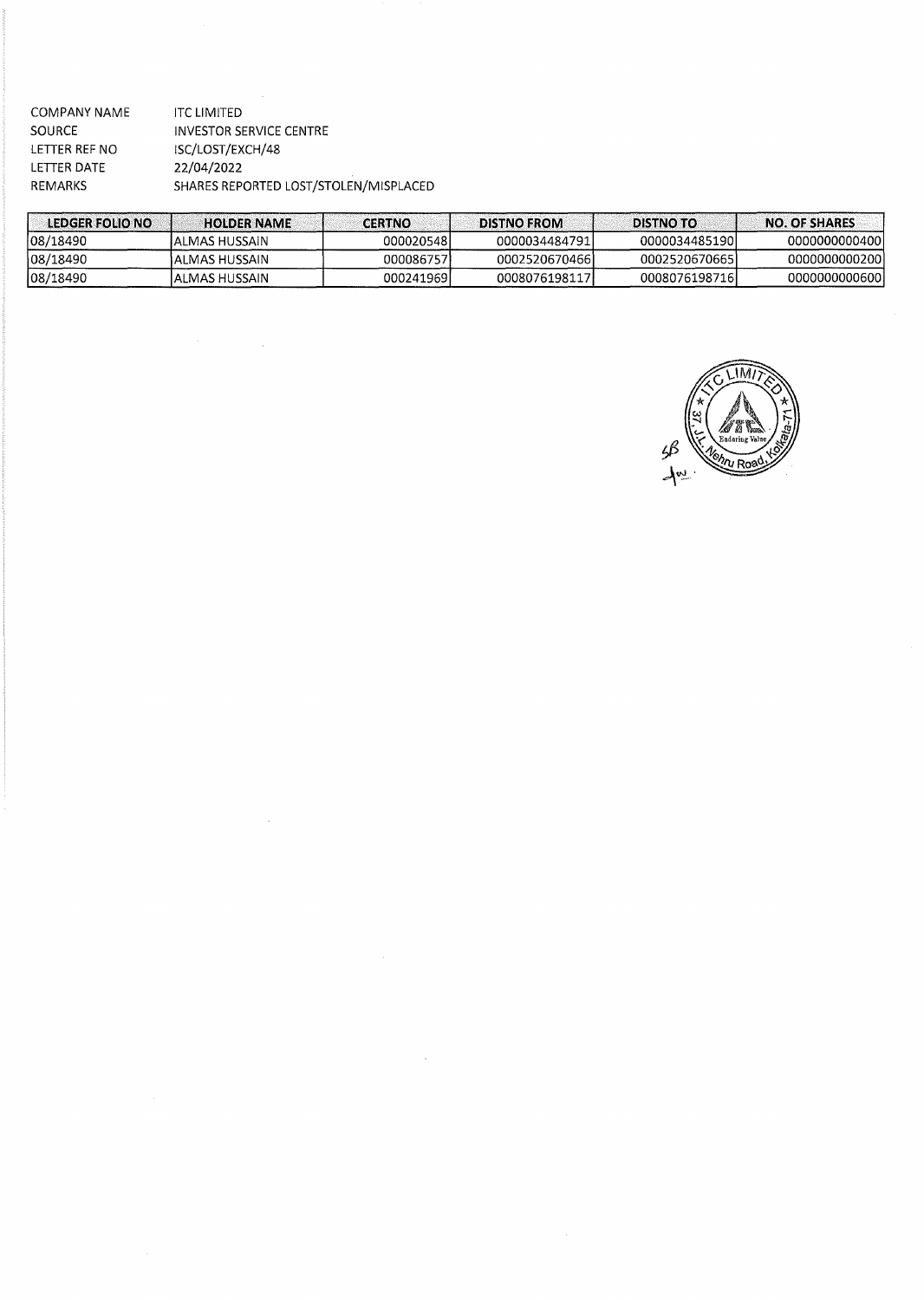COMPANY NAME ITC LIMITED
SOURCE INVESTOR SERVICE CENTRE
LETTER REF NO ISC/LOST/EXCH/48
LETTER DATE 22/04/2022
REMARKS SHARES REPORTED LOST/STOLEN/MISPLACED

| LEDGER FOLIO NO | HOLDER NAME | CERTNO | DISTNO FROM | DISTNO TO | NO. OF SHARES |
|---|---|---|---|---|---|
| 08/18490 | ALMAS HUSSAIN | 000020548 | 0000034484791 | 0000034485190 | 0000000000400 |
| 08/18490 | ALMAS HUSSAIN | 000086757 | 0002520670466 | 0002520670665 | 0000000000200 |
| 08/18490 | ALMAS HUSSAIN | 000241969 | 0008076198117 | 0008076198716 | 0000000000600 |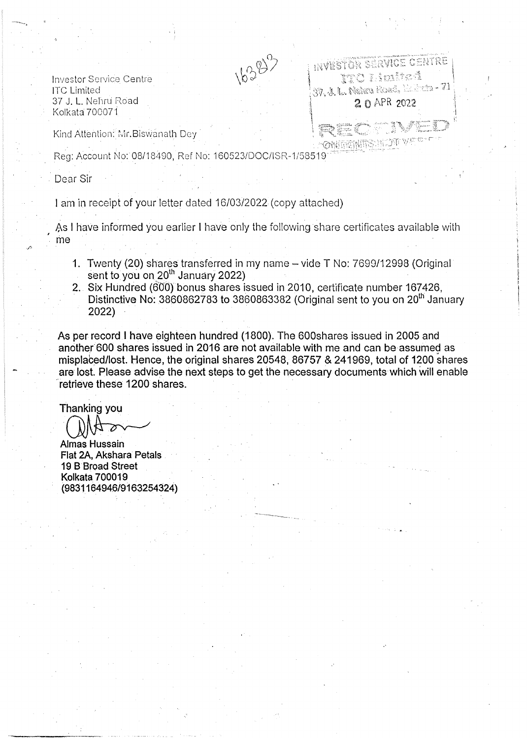Investor Service Centre
ITC Limited
37 J. L. Nehru Road
Kolkata 700071

16383

INVESTOR SERVICE CENTRE
ITC Limited
37, J. L. Nehru Road, Kolkata - 71
20 APR 2022
RECEIVED
CONTENTS NOT VERIFIED

Kind Attention: Mr.Biswanath Dey

Reg: Account No: 08/18490, Ref No: 160523/DOC/ISR-1/58519

Dear Sir

I am in receipt of your letter dated 16/03/2022 (copy attached)

As I have informed you earlier I have only the following share certificates available with me

1. Twenty (20) shares transferred in my name – vide T No: 7699/12998 (Original sent to you on 20th January 2022)
2. Six Hundred (600) bonus shares issued in 2010, certificate number 167426, Distinctive No: 3860862783 to 3860863382 (Original sent to you on 20th January 2022)

As per record I have eighteen hundred (1800). The 600shares issued in 2005 and another 600 shares issued in 2016 are not available with me and can be assumed as misplaced/lost. Hence, the original shares 20548, 86757 & 241969, total of 1200 shares are lost. Please advise the next steps to get the necessary documents which will enable retrieve these 1200 shares.

Thanking you

Almas Hussain
Flat 2A, Akshara Petals
19 B Broad Street
Kolkata 700019
(9831164946/9163254324)